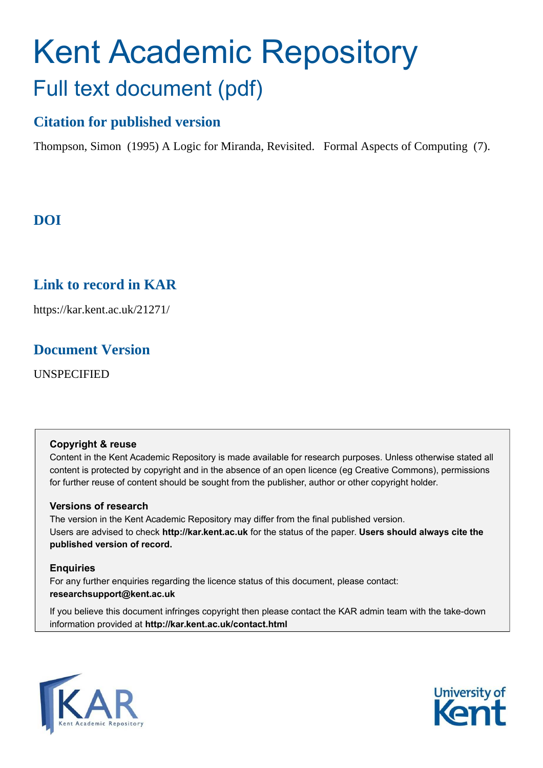# Kent Academic Repository

## Full text document (pdf)

### Citation for published version

Thompson, Simon (1995) A Logic for Miranda, Revisited. Formal Aspects of Computing (7).

### DOI

### Link to record in KAR

https://kar.kent.ac.uk/21271/

### Document Version

UNSPECIFIED

**Copyright & reuse**

Content in the Kent Academic Repository is made available for research purposes. Unless otherwise stated all content is protected by copyright and in the absence of an open licence (eg Creative Commons), permissions for further reuse of content should be sought from the publisher, author or other copyright holder.

**Versions of research**

The version in the Kent Academic Repository may differ from the final published version. Users are advised to check **http://kar.kent.ac.uk** for the status of the paper. **Users should always cite the published version of record.**

**Enquiries**

For any further enquiries regarding the licence status of this document, please contact: **researchsupport@kent.ac.uk**

If you believe this document infringes copyright then please contact the KAR admin team with the take-down information provided at **http://kar.kent.ac.uk/contact.html**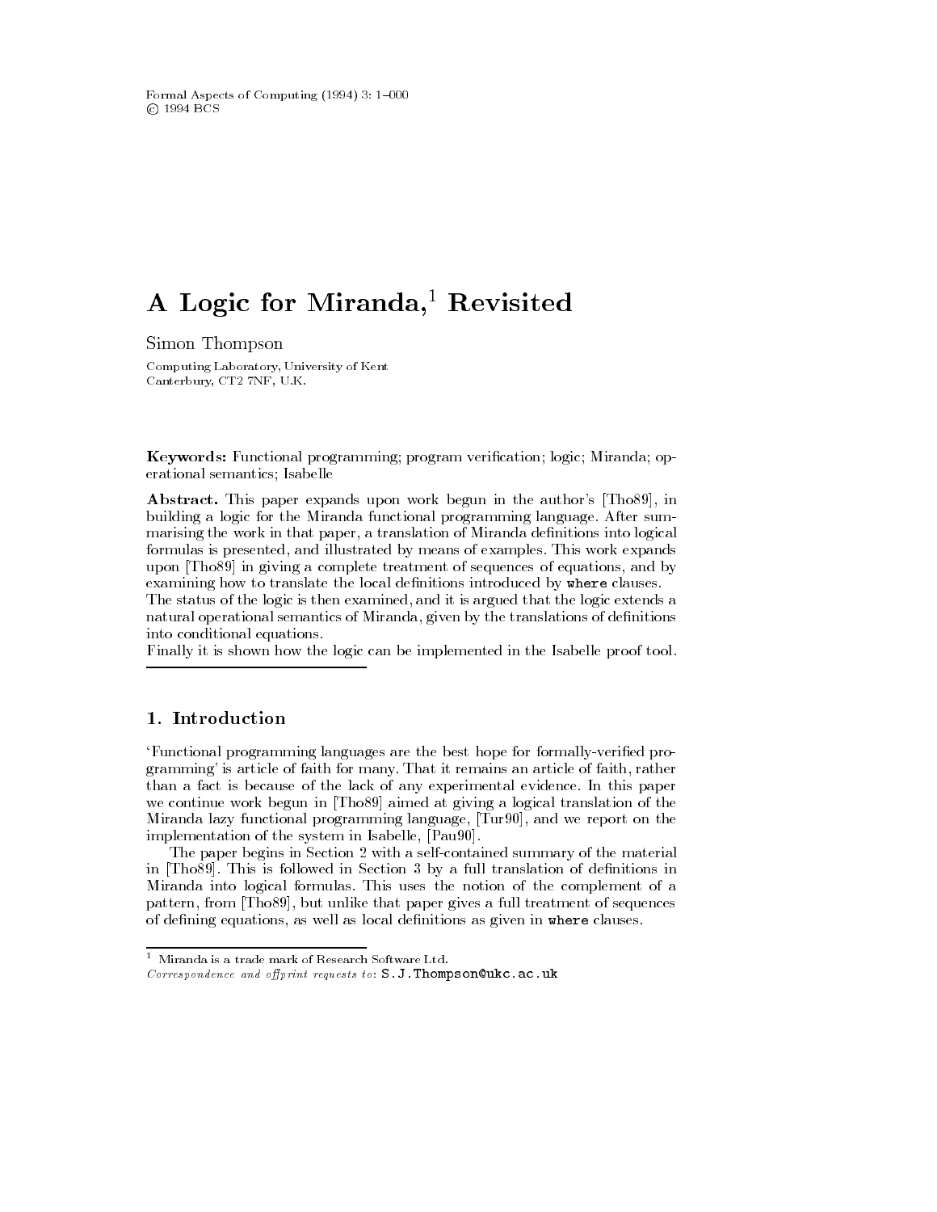Formal Aspects of Computing (1994) 3: 1–000
© 1994 BCS

# A Logic for Miranda,[1] Revisited

Simon Thompson

Computing Laboratory, University of Kent
Canterbury, CT2 7NF, U.K.

**Keywords:** Functional programming; program verification; logic; Miranda; operational semantics; Isabelle

**Abstract.** This paper expands upon work begun in the author's [Tho89], in building a logic for the Miranda functional programming language. After summarising the work in that paper, a translation of Miranda definitions into logical formulas is presented, and illustrated by means of examples. This work expands upon [Tho89] in giving a complete treatment of sequences of equations, and by examining how to translate the local definitions introduced by `where` clauses.
The status of the logic is then examined, and it is argued that the logic extends a natural operational semantics of Miranda, given by the translations of definitions into conditional equations.
Finally it is shown how the logic can be implemented in the Isabelle proof tool.

## 1. Introduction

'Functional programming languages are the best hope for formally-verified programming' is article of faith for many. That it remains an article of faith, rather than a fact is because of the lack of any experimental evidence. In this paper we continue work begun in [Tho89] aimed at giving a logical translation of the Miranda lazy functional programming language, [Tur90], and we report on the implementation of the system in Isabelle, [Pau90].

The paper begins in Section 2 with a self-contained summary of the material in [Tho89]. This is followed in Section 3 by a full translation of definitions in Miranda into logical formulas. This uses the notion of the complement of a pattern, from [Tho89], but unlike that paper gives a full treatment of sequences of defining equations, as well as local definitions as given in `where` clauses.

[1] Miranda is a trade mark of Research Software Ltd.
*Correspondence and offprint requests to*: S.J.Thompson@ukc.ac.uk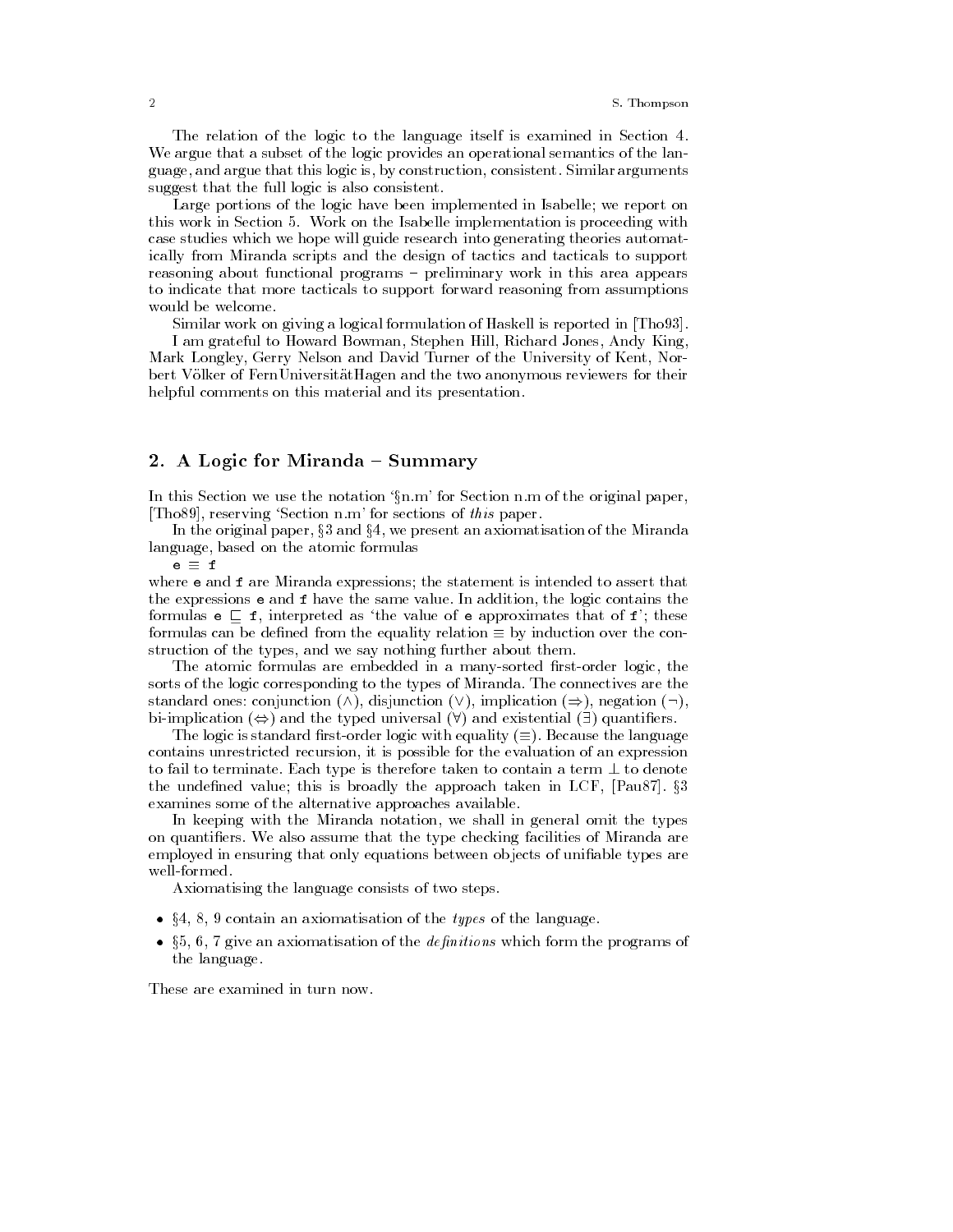The relation of the logic to the language itself is examined in Section 4. We argue that a subset of the logic provides an operational semantics of the language, and argue that this logic is, by construction, consistent. Similar arguments suggest that the full logic is also consistent.

Large portions of the logic have been implemented in Isabelle; we report on this work in Section 5. Work on the Isabelle implementation is proceeding with case studies which we hope will guide research into generating theories automatically from Miranda scripts and the design of tactics and tacticals to support reasoning about functional programs – preliminary work in this area appears to indicate that more tacticals to support forward reasoning from assumptions would be welcome.

Similar work on giving a logical formulation of Haskell is reported in [Tho93].

I am grateful to Howard Bowman, Stephen Hill, Richard Jones, Andy King, Mark Longley, Gerry Nelson and David Turner of the University of Kent, Norbert Völker of FernUniversitätHagen and the two anonymous reviewers for their helpful comments on this material and its presentation.

## 2. A Logic for Miranda – Summary

In this Section we use the notation '§n.m' for Section n.m of the original paper, [Tho89], reserving 'Section n.m' for sections of *this* paper.

In the original paper, §3 and §4, we present an axiomatisation of the Miranda language, based on the atomic formulas

`e` $\equiv$ `f`

where `e` and `f` are Miranda expressions; the statement is intended to assert that the expressions `e` and `f` have the same value. In addition, the logic contains the formulas `e` $\sqsubseteq$ `f`, interpreted as 'the value of `e` approximates that of `f`'; these formulas can be defined from the equality relation $\equiv$ by induction over the construction of the types, and we say nothing further about them.

The atomic formulas are embedded in a many-sorted first-order logic, the sorts of the logic corresponding to the types of Miranda. The connectives are the standard ones: conjunction ($\wedge$), disjunction ($\vee$), implication ($\Rightarrow$), negation ($\neg$), bi-implication ($\Leftrightarrow$) and the typed universal ($\forall$) and existential ($\exists$) quantifiers.

The logic is standard first-order logic with equality ($\equiv$). Because the language contains unrestricted recursion, it is possible for the evaluation of an expression to fail to terminate. Each type is therefore taken to contain a term $\perp$ to denote the undefined value; this is broadly the approach taken in LCF, [Pau87]. §3 examines some of the alternative approaches available.

In keeping with the Miranda notation, we shall in general omit the types on quantifiers. We also assume that the type checking facilities of Miranda are employed in ensuring that only equations between objects of unifiable types are well-formed.

Axiomatising the language consists of two steps.

- §4, 8, 9 contain an axiomatisation of the *types* of the language.
- §5, 6, 7 give an axiomatisation of the *definitions* which form the programs of the language.

These are examined in turn now.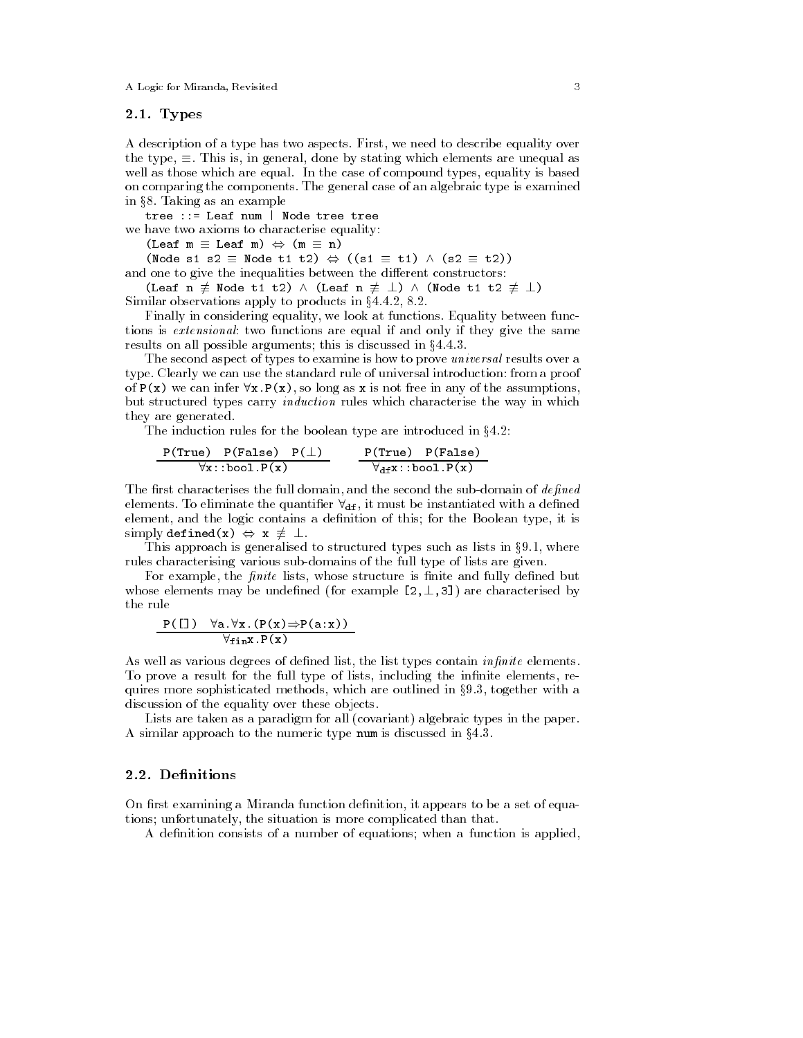## 2.1. Types

A description of a type has two aspects. First, we need to describe equality over the type, $\equiv$. This is, in general, done by stating which elements are unequal as well as those which are equal. In the case of compound types, equality is based on comparing the components. The general case of an algebraic type is examined in §8. Taking as an example

```
tree ::= Leaf num | Node tree tree
```

we have two axioms to characterise equality:

```
(Leaf m ≡ Leaf m) ⇔ (m ≡ n)
(Node s1 s2 ≡ Node t1 t2) ⇔ ((s1 ≡ t1) ∧ (s2 ≡ t2))
```

and one to give the inequalities between the different constructors:

```
(Leaf n ≢ Node t1 t2) ∧ (Leaf n ≢ ⊥) ∧ (Node t1 t2 ≢ ⊥)
```

Similar observations apply to products in §4.4.2, 8.2.

Finally in considering equality, we look at functions. Equality between functions is *extensional*: two functions are equal if and only if they give the same results on all possible arguments; this is discussed in §4.4.3.

The second aspect of types to examine is how to prove *universal* results over a type. Clearly we can use the standard rule of universal introduction: from a proof of `P(x)` we can infer `∀x.P(x)`, so long as `x` is not free in any of the assumptions, but structured types carry *induction* rules which characterise the way in which they are generated.

The induction rules for the boolean type are introduced in §4.2:

$$\frac{\texttt{P(True)}\quad \texttt{P(False)}\quad \texttt{P(}\bot\texttt{)}}{\forall \texttt{x::bool.P(x)}} \qquad \frac{\texttt{P(True)}\quad \texttt{P(False)}}{\forall_{\texttt{df}}\texttt{x::bool.P(x)}}$$

The first characterises the full domain, and the second the sub-domain of *defined* elements. To eliminate the quantifier $\forall_{\texttt{df}}$, it must be instantiated with a defined element, and the logic contains a definition of this; for the Boolean type, it is simply `defined(x)` $\Leftrightarrow$ `x` $\not\equiv \bot$.

This approach is generalised to structured types such as lists in §9.1, where rules characterising various sub-domains of the full type of lists are given.

For example, the *finite* lists, whose structure is finite and fully defined but whose elements may be undefined (for example `[2,⊥,3]`) are characterised by the rule

$$\frac{\texttt{P([])}\quad \forall \texttt{a.}\forall \texttt{x.(P(x)}\Rightarrow\texttt{P(a:x))}}{\forall_{\texttt{fin}}\texttt{x.P(x)}}$$

As well as various degrees of defined list, the list types contain *infinite* elements. To prove a result for the full type of lists, including the infinite elements, requires more sophisticated methods, which are outlined in §9.3, together with a discussion of the equality over these objects.

Lists are taken as a paradigm for all (covariant) algebraic types in the paper. A similar approach to the numeric type `num` is discussed in §4.3.

## 2.2. Definitions

On first examining a Miranda function definition, it appears to be a set of equations; unfortunately, the situation is more complicated than that.

A definition consists of a number of equations; when a function is applied,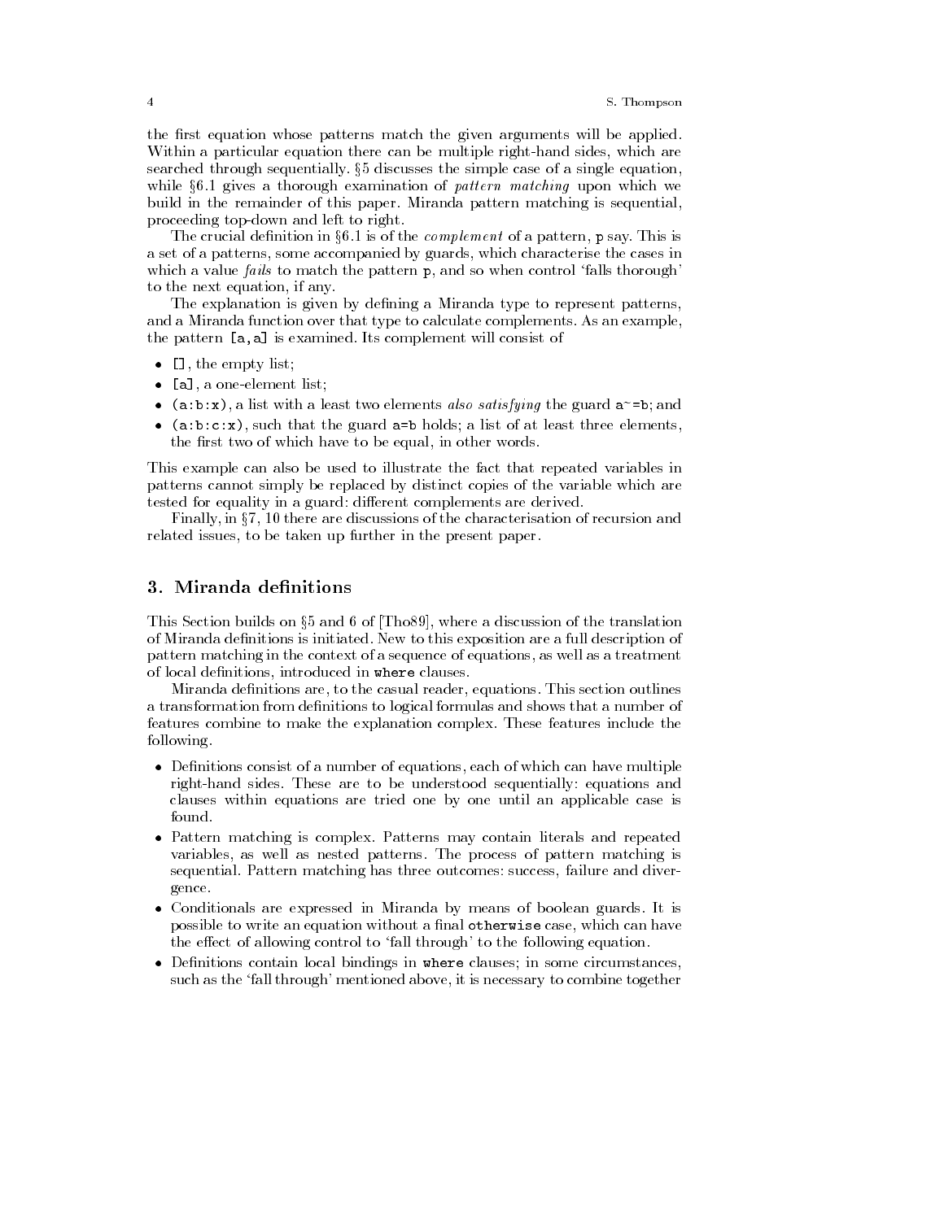the first equation whose patterns match the given arguments will be applied. Within a particular equation there can be multiple right-hand sides, which are searched through sequentially. §5 discusses the simple case of a single equation, while §6.1 gives a thorough examination of *pattern matching* upon which we build in the remainder of this paper. Miranda pattern matching is sequential, proceeding top-down and left to right.

The crucial definition in §6.1 is of the *complement* of a pattern, `p` say. This is a set of a patterns, some accompanied by guards, which characterise the cases in which a value *fails* to match the pattern `p`, and so when control 'falls thorough' to the next equation, if any.

The explanation is given by defining a Miranda type to represent patterns, and a Miranda function over that type to calculate complements. As an example, the pattern `[a,a]` is examined. Its complement will consist of

- `[]`, the empty list;
- `[a]`, a one-element list;
- `(a:b:x)`, a list with a least two elements *also satisfying* the guard `a~=b`; and
- `(a:b:c:x)`, such that the guard `a=b` holds; a list of at least three elements, the first two of which have to be equal, in other words.

This example can also be used to illustrate the fact that repeated variables in patterns cannot simply be replaced by distinct copies of the variable which are tested for equality in a guard: different complements are derived.

Finally, in §7, 10 there are discussions of the characterisation of recursion and related issues, to be taken up further in the present paper.

## 3. Miranda definitions

This Section builds on §5 and 6 of [Tho89], where a discussion of the translation of Miranda definitions is initiated. New to this exposition are a full description of pattern matching in the context of a sequence of equations, as well as a treatment of local definitions, introduced in `where` clauses.

Miranda definitions are, to the casual reader, equations. This section outlines a transformation from definitions to logical formulas and shows that a number of features combine to make the explanation complex. These features include the following.

- Definitions consist of a number of equations, each of which can have multiple right-hand sides. These are to be understood sequentially: equations and clauses within equations are tried one by one until an applicable case is found.
- Pattern matching is complex. Patterns may contain literals and repeated variables, as well as nested patterns. The process of pattern matching is sequential. Pattern matching has three outcomes: success, failure and divergence.
- Conditionals are expressed in Miranda by means of boolean guards. It is possible to write an equation without a final `otherwise` case, which can have the effect of allowing control to 'fall through' to the following equation.
- Definitions contain local bindings in `where` clauses; in some circumstances, such as the 'fall through' mentioned above, it is necessary to combine together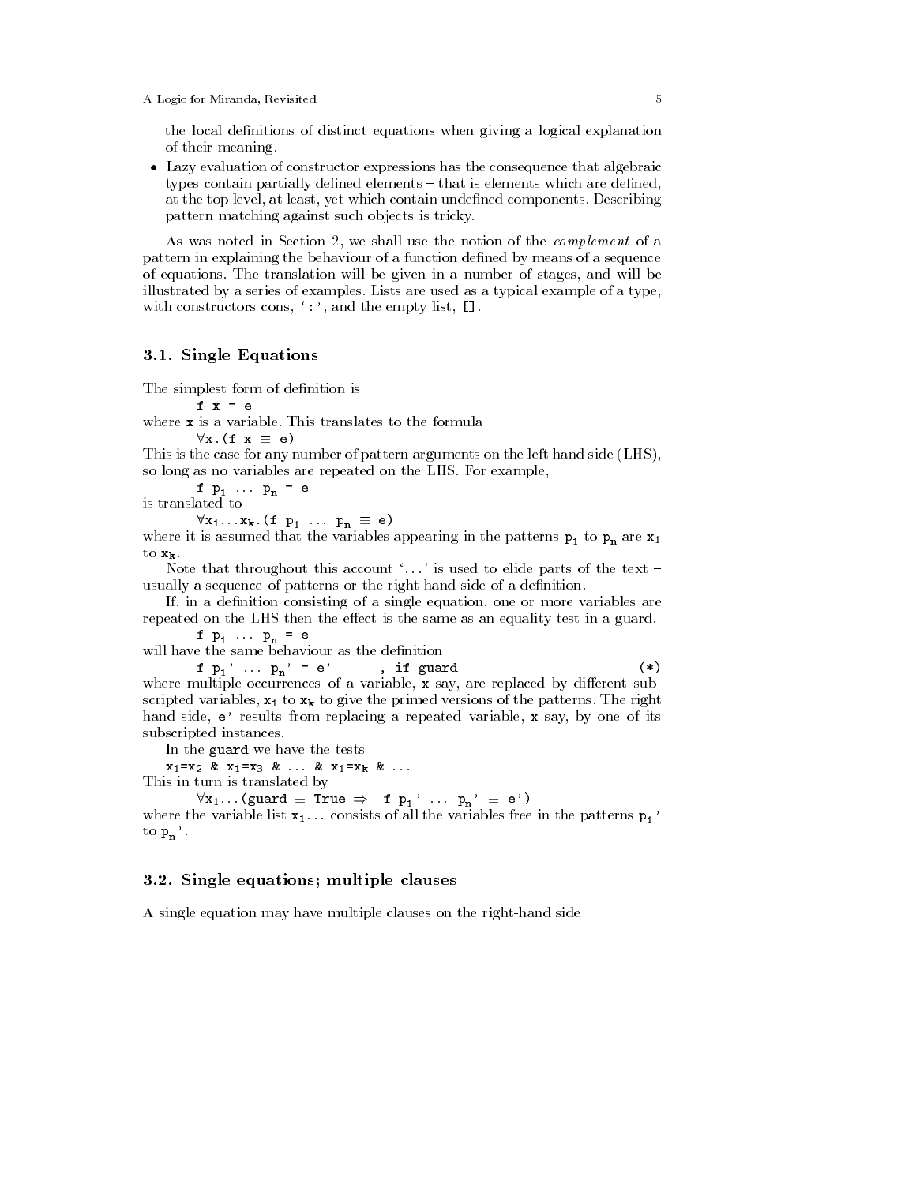the local definitions of distinct equations when giving a logical explanation of their meaning.

- Lazy evaluation of constructor expressions has the consequence that algebraic types contain partially defined elements – that is elements which are defined, at the top level, at least, yet which contain undefined components. Describing pattern matching against such objects is tricky.

As was noted in Section 2, we shall use the notion of the *complement* of a pattern in explaining the behaviour of a function defined by means of a sequence of equations. The translation will be given in a number of stages, and will be illustrated by a series of examples. Lists are used as a typical example of a type, with constructors cons, ':', and the empty list, [].

## 3.1. Single Equations

The simplest form of definition is

```
f x = e
```

where x is a variable. This translates to the formula

```
∀x.(f x ≡ e)
```

This is the case for any number of pattern arguments on the left hand side (LHS), so long as no variables are repeated on the LHS. For example,

```
f p_1 ... p_n = e
```

is translated to

```
∀x_1...x_k.(f p_1 ... p_n ≡ e)
```

where it is assumed that the variables appearing in the patterns $p_1$ to $p_n$ are $x_1$ to $x_k$.

Note that throughout this account '...' is used to elide parts of the text – usually a sequence of patterns or the right hand side of a definition.

If, in a definition consisting of a single equation, one or more variables are repeated on the LHS then the effect is the same as an equality test in a guard.

```
f p_1 ... p_n = e
```

will have the same behaviour as the definition

```
f p_1' ... p_n' = e'        , if guard                    (*)
```

where multiple occurrences of a variable, x say, are replaced by different subscripted variables, $x_1$ to $x_k$ to give the primed versions of the patterns. The right hand side, e' results from replacing a repeated variable, x say, by one of its subscripted instances.

In the guard we have the tests

```
x_1=x_2 & x_1=x_3 & ... & x_1=x_k & ...
```

This in turn is translated by

```
∀x_1...(guard ≡ True ⇒  f p_1' ... p_n' ≡ e')
```

where the variable list $x_1$... consists of all the variables free in the patterns $p_1$' to $p_n$'.

## 3.2. Single equations; multiple clauses

A single equation may have multiple clauses on the right-hand side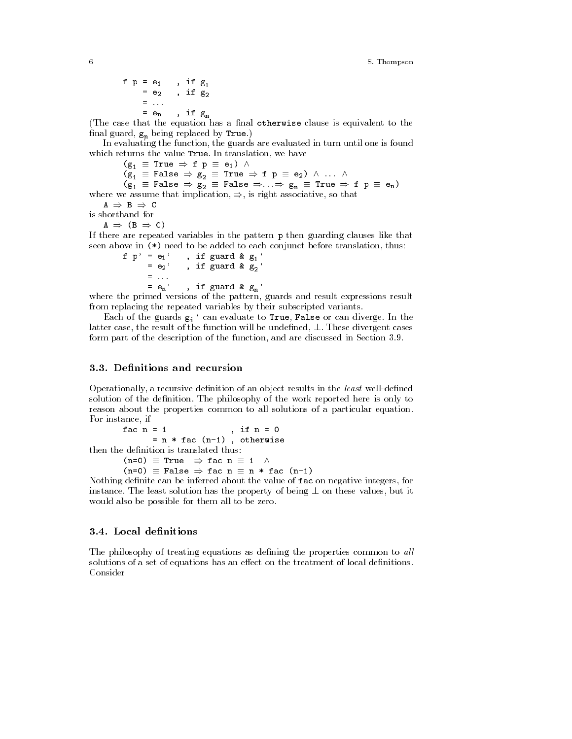```
f p = e1    , if g1
    = e2    , if g2
    = ...
    = en    , if gn
```

(The case that the equation has a final `otherwise` clause is equivalent to the final guard, $g_n$ being replaced by `True`.)

In evaluating the function, the guards are evaluated in turn until one is found which returns the value `True`. In translation, we have

$$(g_1 \equiv \texttt{True} \Rightarrow \texttt{f p} \equiv e_1) \wedge$$
$$(g_1 \equiv \texttt{False} \Rightarrow g_2 \equiv \texttt{True} \Rightarrow \texttt{f p} \equiv e_2) \wedge \ldots \wedge$$
$$(g_1 \equiv \texttt{False} \Rightarrow g_2 \equiv \texttt{False} \Rightarrow \ldots \Rightarrow g_n \equiv \texttt{True} \Rightarrow \texttt{f p} \equiv e_n)$$

where we assume that implication, $\Rightarrow$, is right associative, so that

$$A \Rightarrow B \Rightarrow C$$

is shorthand for

$$A \Rightarrow (B \Rightarrow C)$$

If there are repeated variables in the pattern `p` then guarding clauses like that seen above in `(*)` need to be added to each conjunct before translation, thus:

```
f p' = e1'    , if guard & g1'
     = e2'    , if guard & g2'
     = ...
     = en'    , if guard & gn'
```

where the primed versions of the pattern, guards and result expressions result from replacing the repeated variables by their subscripted variants.

Each of the guards $g_i$' can evaluate to `True`, `False` or can diverge. In the latter case, the result of the function will be undefined, $\perp$. These divergent cases form part of the description of the function, and are discussed in Section 3.9.

## 3.3. Definitions and recursion

Operationally, a recursive definition of an object results in the *least* well-defined solution of the definition. The philosophy of the work reported here is only to reason about the properties common to all solutions of a particular equation. For instance, if

```
fac n = 1               , if n = 0
      = n * fac (n-1) , otherwise
```

then the definition is translated thus:

$$(\texttt{n=0}) \equiv \texttt{True} \Rightarrow \texttt{fac n} \equiv \texttt{1} \wedge$$
$$(\texttt{n=0}) \equiv \texttt{False} \Rightarrow \texttt{fac n} \equiv \texttt{n * fac (n-1)}$$

Nothing definite can be inferred about the value of `fac` on negative integers, for instance. The least solution has the property of being $\perp$ on these values, but it would also be possible for them all to be zero.

## 3.4. Local definitions

The philosophy of treating equations as defining the properties common to *all* solutions of a set of equations has an effect on the treatment of local definitions. Consider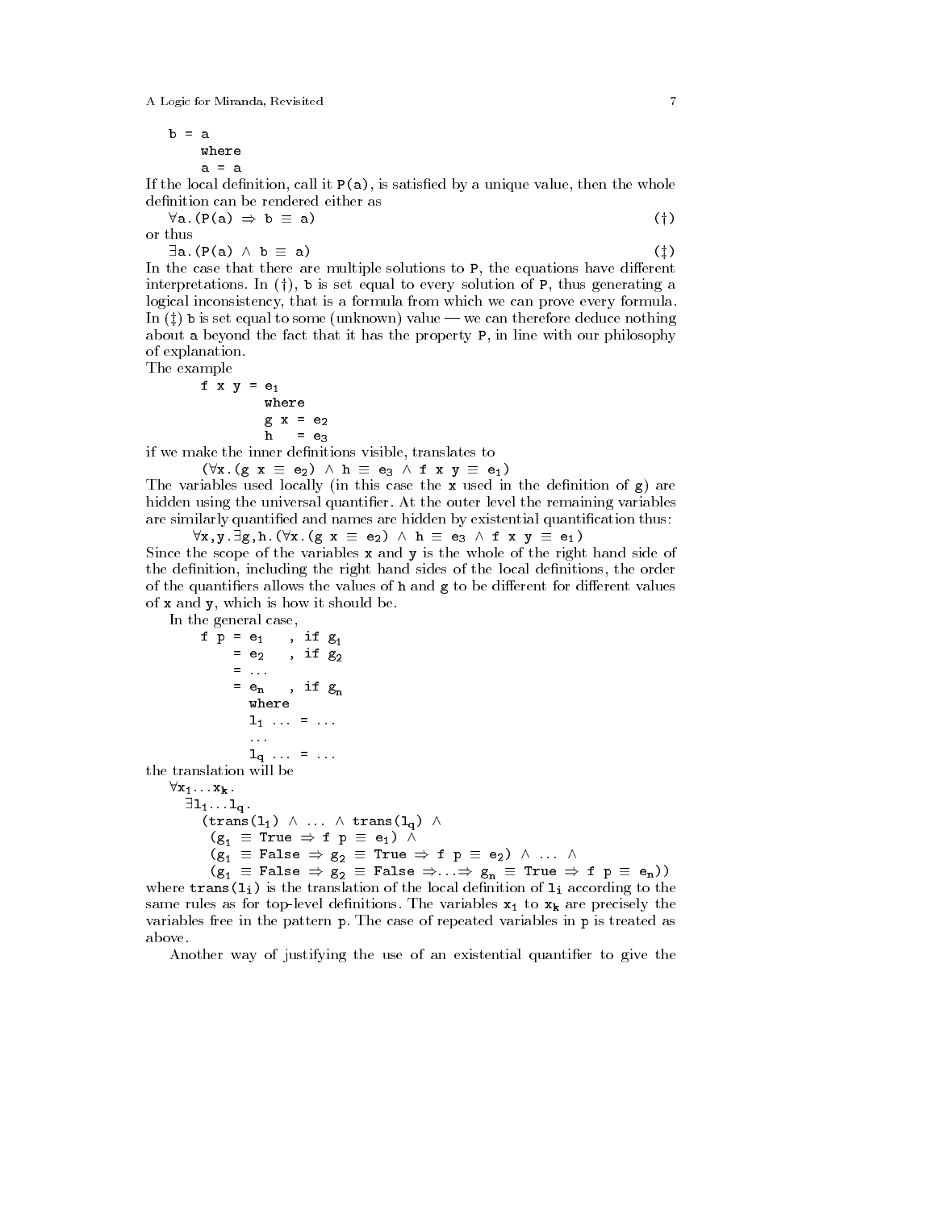```
b = a
    where
    a = a
```

If the local definition, call it `P(a)`, is satisfied by a unique value, then the whole definition can be rendered either as

$$\forall \mathtt{a}.(\mathtt{P(a)} \Rightarrow \mathtt{b} \equiv \mathtt{a}) \qquad (\dagger)$$

or thus

$$\exists \mathtt{a}.(\mathtt{P(a)} \wedge \mathtt{b} \equiv \mathtt{a}) \qquad (\ddagger)$$

In the case that there are multiple solutions to `P`, the equations have different interpretations. In (†), `b` is set equal to every solution of `P`, thus generating a logical inconsistency, that is a formula from which we can prove every formula. In (‡) `b` is set equal to some (unknown) value — we can therefore deduce nothing about `a` beyond the fact that it has the property `P`, in line with our philosophy of explanation.

The example

```
f x y = e1
        where
        g x = e2
        h   = e3
```

if we make the inner definitions visible, translates to

$$(\forall \mathtt{x}.(\mathtt{g\ x} \equiv \mathtt{e}_2) \wedge \mathtt{h} \equiv \mathtt{e}_3 \wedge \mathtt{f\ x\ y} \equiv \mathtt{e}_1)$$

The variables used locally (in this case the `x` used in the definition of `g`) are hidden using the universal quantifier. At the outer level the remaining variables are similarly quantified and names are hidden by existential quantification thus:

$$\forall \mathtt{x},\mathtt{y}.\exists \mathtt{g},\mathtt{h}.(\forall \mathtt{x}.(\mathtt{g\ x} \equiv \mathtt{e}_2) \wedge \mathtt{h} \equiv \mathtt{e}_3 \wedge \mathtt{f\ x\ y} \equiv \mathtt{e}_1)$$

Since the scope of the variables `x` and `y` is the whole of the right hand side of the definition, including the right hand sides of the local definitions, the order of the quantifiers allows the values of `h` and `g` to be different for different values of `x` and `y`, which is how it should be.

In the general case,

```
f p = e1   , if g1
    = e2   , if g2
    = ...
    = en   , if gn
      where
      l1 ... = ...
      ...
      lq ... = ...
```

the translation will be

$$
\begin{array}{l}
\forall \mathtt{x}_1 \ldots \mathtt{x}_k. \\
\quad \exists \mathtt{l}_1 \ldots \mathtt{l}_q. \\
\quad\quad (\mathtt{trans(l}_1\mathtt{)} \wedge \ldots \wedge \mathtt{trans(l}_q\mathtt{)} \wedge \\
\quad\quad\; (\mathtt{g}_1 \equiv \mathtt{True} \Rightarrow \mathtt{f\ p} \equiv \mathtt{e}_1) \wedge \\
\quad\quad\; (\mathtt{g}_1 \equiv \mathtt{False} \Rightarrow \mathtt{g}_2 \equiv \mathtt{True} \Rightarrow \mathtt{f\ p} \equiv \mathtt{e}_2) \wedge \ldots \wedge \\
\quad\quad\; (\mathtt{g}_1 \equiv \mathtt{False} \Rightarrow \mathtt{g}_2 \equiv \mathtt{False} \Rightarrow \ldots \Rightarrow \mathtt{g}_n \equiv \mathtt{True} \Rightarrow \mathtt{f\ p} \equiv \mathtt{e}_n))
\end{array}
$$

where $\mathtt{trans(l}_i\mathtt{)}$ is the translation of the local definition of $\mathtt{l}_i$ according to the same rules as for top-level definitions. The variables $\mathtt{x}_1$ to $\mathtt{x}_k$ are precisely the variables free in the pattern `p`. The case of repeated variables in `p` is treated as above.

Another way of justifying the use of an existential quantifier to give the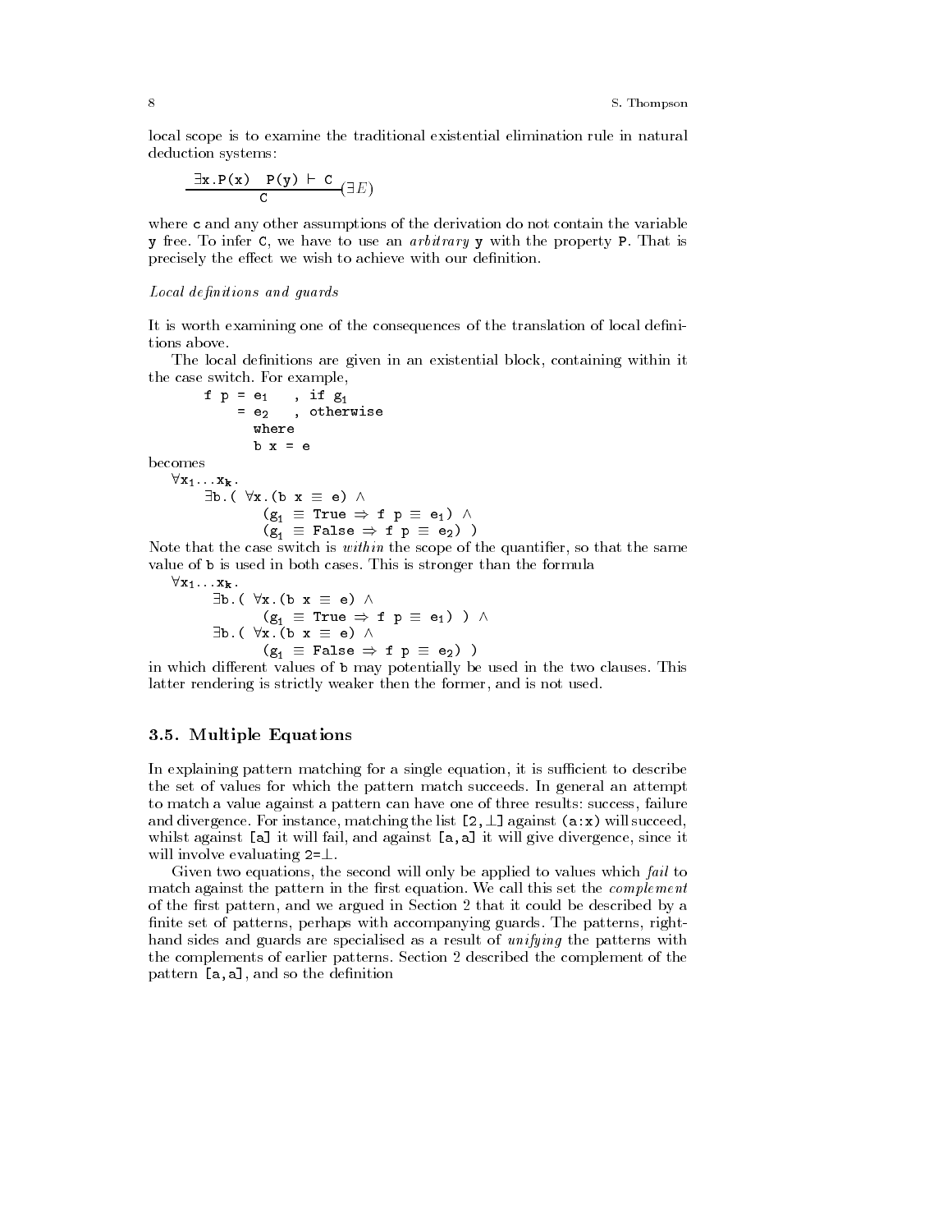local scope is to examine the traditional existential elimination rule in natural deduction systems:

$$\frac{\exists x.P(x) \quad P(y) \vdash C}{C}(\exists E)$$

where c and any other assumptions of the derivation do not contain the variable y free. To infer C, we have to use an *arbitrary* y with the property P. That is precisely the effect we wish to achieve with our definition.

*Local definitions and guards*

It is worth examining one of the consequences of the translation of local definitions above.

The local definitions are given in an existential block, containing within it the case switch. For example,

```
f p = e1   , if g1
    = e2   , otherwise
      where
      b x = e
```

becomes

$$\begin{array}{l} \forall x_1 \ldots x_k . \\ \quad \exists b.(\ \forall x.(b\ x \equiv e) \wedge \\ \qquad (g_1 \equiv \mathtt{True} \Rightarrow f\ p \equiv e_1) \wedge \\ \qquad (g_1 \equiv \mathtt{False} \Rightarrow f\ p \equiv e_2)\ ) \end{array}$$

Note that the case switch is *within* the scope of the quantifier, so that the same value of b is used in both cases. This is stronger than the formula

$$\begin{array}{l} \forall x_1 \ldots x_k . \\ \quad \exists b.(\ \forall x.(b\ x \equiv e) \wedge \\ \qquad (g_1 \equiv \mathtt{True} \Rightarrow f\ p \equiv e_1)\ ) \wedge \\ \quad \exists b.(\ \forall x.(b\ x \equiv e) \wedge \\ \qquad (g_1 \equiv \mathtt{False} \Rightarrow f\ p \equiv e_2)\ ) \end{array}$$

in which different values of b may potentially be used in the two clauses. This latter rendering is strictly weaker then the former, and is not used.

## 3.5. Multiple Equations

In explaining pattern matching for a single equation, it is sufficient to describe the set of values for which the pattern match succeeds. In general an attempt to match a value against a pattern can have one of three results: success, failure and divergence. For instance, matching the list [2,⊥] against (a:x) will succeed, whilst against [a] it will fail, and against [a,a] it will give divergence, since it will involve evaluating 2=⊥.

Given two equations, the second will only be applied to values which *fail* to match against the pattern in the first equation. We call this set the *complement* of the first pattern, and we argued in Section 2 that it could be described by a finite set of patterns, perhaps with accompanying guards. The patterns, right-hand sides and guards are specialised as a result of *unifying* the patterns with the complements of earlier patterns. Section 2 described the complement of the pattern [a,a], and so the definition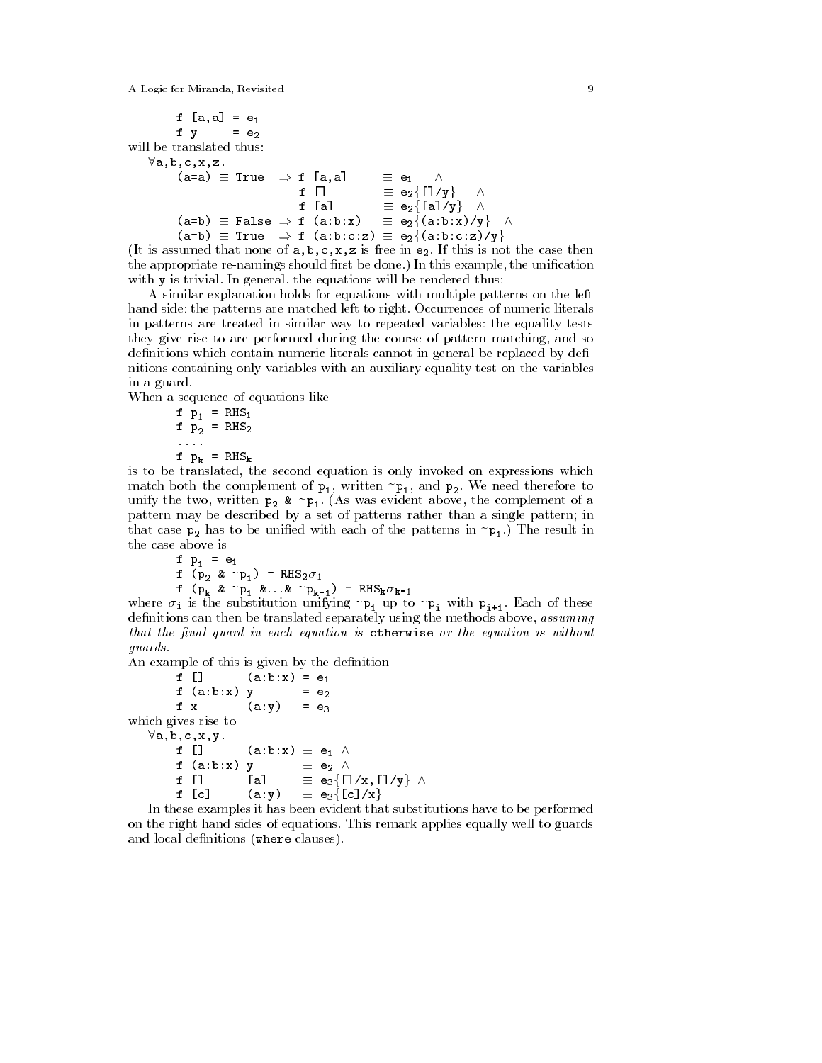```
f [a,a] = e1
f y     = e2
```

will be translated thus:

```
∀a,b,c,x,z.
    (a=a) ≡ True  ⇒ f [a,a]       ≡ e1   ∧
                    f []          ≡ e2{[]/y}   ∧
                    f [a]         ≡ e2{[a]/y}  ∧
    (a=b) ≡ False ⇒ f (a:b:x)     ≡ e2{(a:b:x)/y}  ∧
    (a=b) ≡ True  ⇒ f (a:b:c:z)   ≡ e2{(a:b:c:z)/y}
```

(It is assumed that none of `a,b,c,x,z` is free in $e_2$. If this is not the case then the appropriate re-namings should first be done.) In this example, the unification with `y` is trivial. In general, the equations will be rendered thus:

A similar explanation holds for equations with multiple patterns on the left hand side: the patterns are matched left to right. Occurrences of numeric literals in patterns are treated in similar way to repeated variables: the equality tests they give rise to are performed during the course of pattern matching, and so definitions which contain numeric literals cannot in general be replaced by definitions containing only variables with an auxiliary equality test on the variables in a guard.

When a sequence of equations like

```
f p1 = RHS1
f p2 = RHS2
....
f pk = RHSk
```

is to be translated, the second equation is only invoked on expressions which match both the complement of $p_1$, written `~`$p_1$, and $p_2$. We need therefore to unify the two, written $p_2$ `&` `~`$p_1$. (As was evident above, the complement of a pattern may be described by a set of patterns rather than a single pattern; in that case $p_2$ has to be unified with each of the patterns in `~`$p_1$.) The result in the case above is

```
f p1 = e1
f (p2 & ~p1) = RHS2σ1
f (pk & ~p1 &...& ~pk-1) = RHSkσk-1
```

where $\sigma_i$ is the substitution unifying `~`$p_1$ up to `~`$p_i$ with $p_{i+1}$. Each of these definitions can then be translated separately using the methods above, *assuming that the final guard in each equation is* `otherwise` *or the equation is without guards.*

An example of this is given by the definition

```
f []      (a:b:x) = e1
f (a:b:x) y       = e2
f x       (a:y)   = e3
```

which gives rise to

```
∀a,b,c,x,y.
    f []      (a:b:x) ≡ e1 ∧
    f (a:b:x) y       ≡ e2 ∧
    f []      [a]     ≡ e3{[]/x,[]/y} ∧
    f [c]     (a:y)   ≡ e3{[c]/x}
```

In these examples it has been evident that substitutions have to be performed on the right hand sides of equations. This remark applies equally well to guards and local definitions (`where` clauses).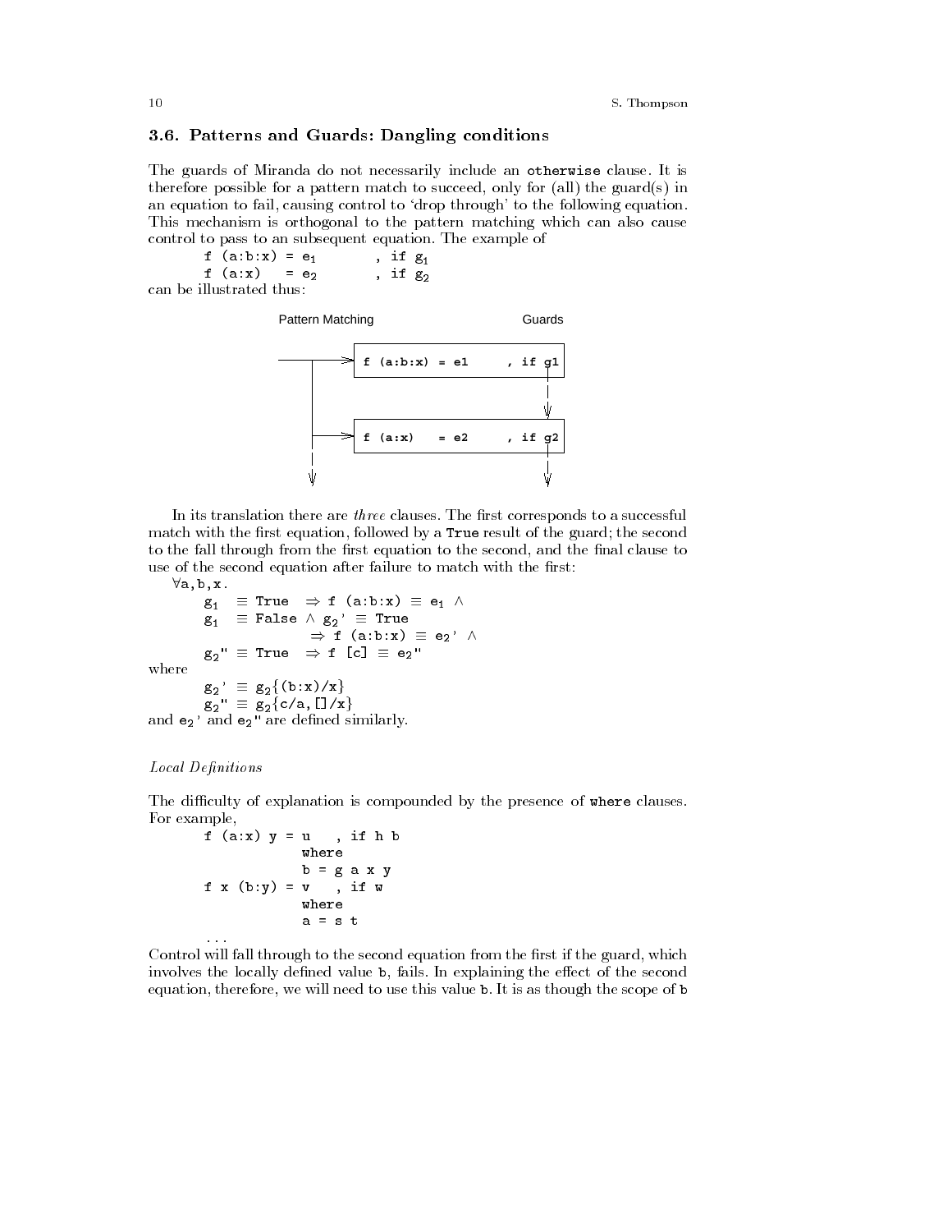### 3.6. Patterns and Guards: Dangling conditions

The guards of Miranda do not necessarily include an `otherwise` clause. It is therefore possible for a pattern match to succeed, only for (all) the guard(s) in an equation to fail, causing control to 'drop through' to the following equation. This mechanism is orthogonal to the pattern matching which can also cause control to pass to an subsequent equation. The example of

$$\begin{array}{lll} \texttt{f (a:b:x) = } e_1 & & \texttt{, if } g_1 \\ \texttt{f (a:x) \ \ = } e_2 & & \texttt{, if } g_2 \end{array}$$

can be illustrated thus:

```
Pattern Matching                          Guards

        ----------> f (a:b:x) = e1     , if g1
           |                                 |
           |                                 v
           -------> f (a:x)   = e2     , if g2
           |                                 |
           v                                 v
```

In its translation there are *three* clauses. The first corresponds to a successful match with the first equation, followed by a `True` result of the guard; the second to the fall through from the first equation to the second, and the final clause to use of the second equation after failure to match with the first:

$$\begin{array}{l} \forall \texttt{a,b,x} . \\ \quad g_1 \ \equiv \texttt{True} \ \Rightarrow \texttt{f (a:b:x)} \equiv e_1 \ \wedge \\ \quad g_1 \ \equiv \texttt{False} \wedge g_2\texttt{'} \equiv \texttt{True} \\ \quad \quad \quad \quad \Rightarrow \texttt{f (a:b:x)} \equiv e_2\texttt{'} \ \wedge \\ \quad g_2\texttt{"} \equiv \texttt{True} \ \Rightarrow \texttt{f [c]} \equiv e_2\texttt{"} \end{array}$$

where

$$\begin{array}{l} g_2\texttt{'} \equiv g_2\{\texttt{(b:x)/x}\} \\ g_2\texttt{"} \equiv g_2\{\texttt{c/a,[]/x}\} \end{array}$$

and $e_2$' and $e_2$" are defined similarly.

*Local Definitions*

The difficulty of explanation is compounded by the presence of `where` clauses. For example,

```
f (a:x) y = u   , if h b
            where
            b = g a x y
f x (b:y) = v   , if w
            where
            a = s t
...
```

Control will fall through to the second equation from the first if the guard, which involves the locally defined value `b`, fails. In explaining the effect of the second equation, therefore, we will need to use this value `b`. It is as though the scope of `b`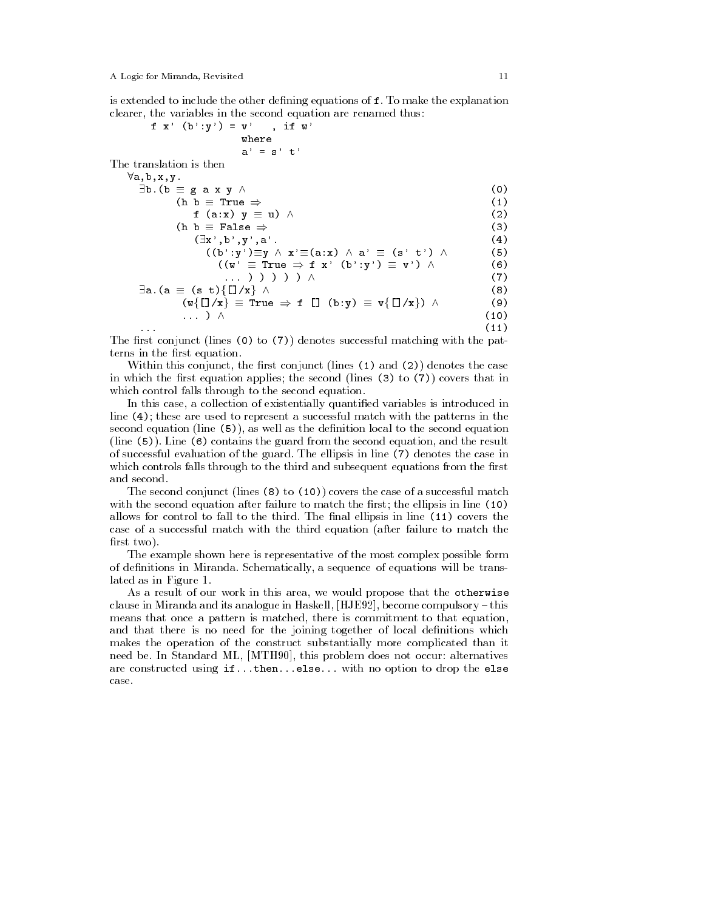is extended to include the other defining equations of `f`. To make the explanation clearer, the variables in the second equation are renamed thus:

```
f x' (b':y') = v'   , if w'
                 where
                 a' = s' t'
```

The translation is then

```
∀a,b,x,y.
  ∃b.(b ≡ g a x y ∧                                        (0)
      (h b ≡ True ⇒                                        (1)
         f (a:x) y ≡ u) ∧                                  (2)
      (h b ≡ False ⇒                                       (3)
         (∃x',b',y',a'.                                    (4)
           ((b':y')≡y ∧ x'≡(a:x) ∧ a' ≡ (s' t') ∧          (5)
             ((w' ≡ True ⇒ f x' (b':y') ≡ v') ∧            (6)
              ... ) ) ) ) ) ∧                              (7)
  ∃a.(a ≡ (s t){[]/x} ∧                                    (8)
      (w{[]/x} ≡ True ⇒ f [] (b:y) ≡ v{[]/x}) ∧            (9)
      ... ) ∧                                              (10)
  ...                                                      (11)
```

The first conjunct (lines `(0)` to `(7)`) denotes successful matching with the patterns in the first equation.

Within this conjunct, the first conjunct (lines `(1)` and `(2)`) denotes the case in which the first equation applies; the second (lines `(3)` to `(7)`) covers that in which control falls through to the second equation.

In this case, a collection of existentially quantified variables is introduced in line `(4)`; these are used to represent a successful match with the patterns in the second equation (line `(5)`), as well as the definition local to the second equation (line `(5)`). Line `(6)` contains the guard from the second equation, and the result of successful evaluation of the guard. The ellipsis in line `(7)` denotes the case in which controls falls through to the third and subsequent equations from the first and second.

The second conjunct (lines `(8)` to `(10)`) covers the case of a successful match with the second equation after failure to match the first; the ellipsis in line `(10)` allows for control to fall to the third. The final ellipsis in line `(11)` covers the case of a successful match with the third equation (after failure to match the first two).

The example shown here is representative of the most complex possible form of definitions in Miranda. Schematically, a sequence of equations will be translated as in Figure 1.

As a result of our work in this area, we would propose that the `otherwise` clause in Miranda and its analogue in Haskell, [HJE92], become compulsory – this means that once a pattern is matched, there is commitment to that equation, and that there is no need for the joining together of local definitions which makes the operation of the construct substantially more complicated than it need be. In Standard ML, [MTH90], this problem does not occur: alternatives are constructed using `if...then...else...` with no option to drop the `else` case.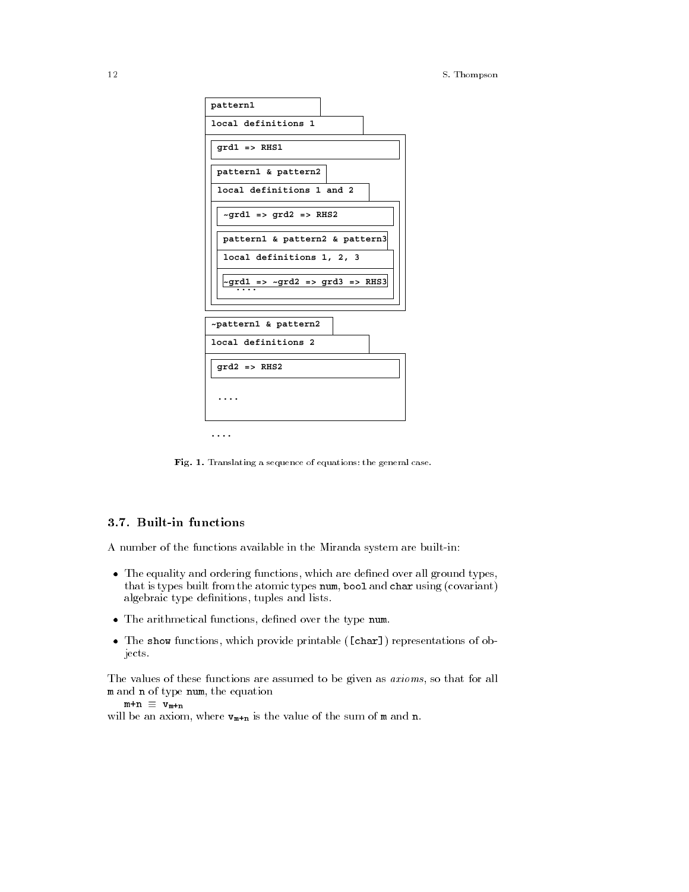```
pattern1
local definitions 1
    grd1 => RHS1
    pattern1 & pattern2
    local definitions 1 and 2
        ~grd1 => grd2 => RHS2
        pattern1 & pattern2 & pattern3
        local definitions 1, 2, 3
            ~grd1 => ~grd2 => grd3 => RHS3
            ....
~pattern1 & pattern2
local definitions 2
    grd2 => RHS2
    ....
....
```

**Fig. 1.** Translating a sequence of equations: the general case.

### 3.7. Built-in functions

A number of the functions available in the Miranda system are built-in:

- The equality and ordering functions, which are defined over all ground types, that is types built from the atomic types `num`, `bool` and `char` using (covariant) algebraic type definitions, tuples and lists.
- The arithmetical functions, defined over the type `num`.
- The `show` functions, which provide printable (`[char]`) representations of objects.

The values of these functions are assumed to be given as *axioms*, so that for all `m` and `n` of type `num`, the equation

$\mathtt{m+n} \equiv \mathtt{v}_{\mathtt{m+n}}$

will be an axiom, where $\mathtt{v}_{\mathtt{m+n}}$ is the value of the sum of `m` and `n`.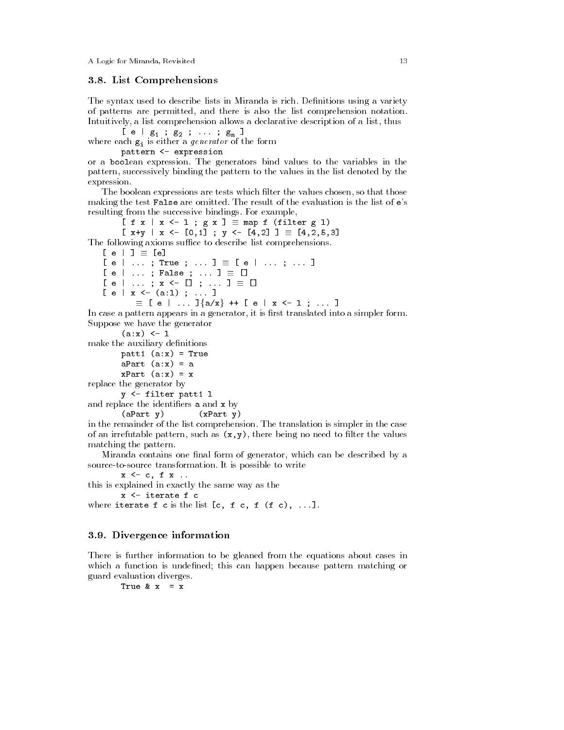### 3.8. List Comprehensions

The syntax used to describe lists in Miranda is rich. Definitions using a variety of patterns are permitted, and there is also the list comprehension notation. Intuitively, a list comprehension allows a declarative description of a list, thus

```
[ e | g1 ; g2 ; ... ; gn ]
```

where each $g_i$ is either a *generator* of the form

```
pattern <- expression
```

or a `boolean` expression. The generators bind values to the variables in the pattern, successively binding the pattern to the values in the list denoted by the expression.

The boolean expressions are tests which filter the values chosen, so that those making the test `False` are omitted. The result of the evaluation is the list of `e`'s resulting from the successive bindings. For example,

```
[ f x | x <- l ; g x ] ≡ map f (filter g l)
[ x+y | x <- [0,1] ; y <- [4,2] ] ≡ [4,2,5,3]
```

The following axioms suffice to describe list comprehensions.

```
[ e | ] ≡ [e]
[ e | ... ; True ; ... ] ≡ [ e | ... ; ... ]
[ e | ... ; False ; ... ] ≡ []
[ e | ... ; x <- [] ; ... ] ≡ []
[ e | x <- (a:l) ; ... ]
     ≡ [ e | ... ]{a/x} ++ [ e | x <- l ; ... ]
```

In case a pattern appears in a generator, it is first translated into a simpler form. Suppose we have the generator

```
(a:x) <- l
```

make the auxiliary definitions

```
patt1 (a:x) = True
aPart (a:x) = a
xPart (a:x) = x
```

replace the generator by

```
y <- filter patt1 l
```

and replace the identifiers `a` and `x` by

```
(aPart y)      (xPart y)
```

in the remainder of the list comprehension. The translation is simpler in the case of an irrefutable pattern, such as `(x,y)`, there being no need to filter the values matching the pattern.

Miranda contains one final form of generator, which can be described by a source-to-source transformation. It is possible to write

```
x <- c, f x ..
```

this is explained in exactly the same way as the

```
x <- iterate f c
```

where `iterate f c` is the list `[c, f c, f (f c), ...]`.

### 3.9. Divergence information

There is further information to be gleaned from the equations about cases in which a function is undefined; this can happen because pattern matching or guard evaluation diverges.

```
True & x  = x
```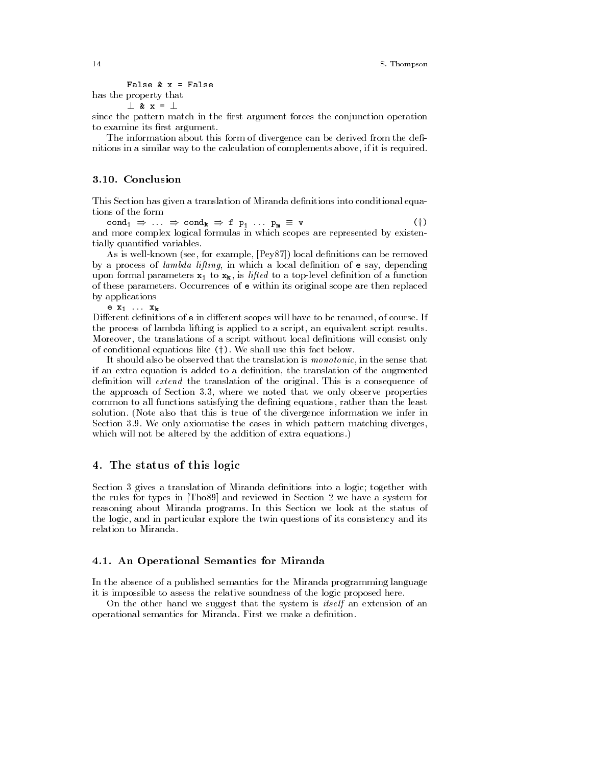```
False & x = False
```

has the property that

```
⊥ & x = ⊥
```

since the pattern match in the first argument forces the conjunction operation to examine its first argument.

The information about this form of divergence can be derived from the definitions in a similar way to the calculation of complements above, if it is required.

### 3.10. Conclusion

This Section has given a translation of Miranda definitions into conditional equations of the form

$$\texttt{cond}_1 \Rightarrow \ldots \Rightarrow \texttt{cond}_k \Rightarrow \texttt{f}\ \texttt{p}_1\ \ldots\ \texttt{p}_m \equiv \texttt{v} \qquad (\dagger)$$

and more complex logical formulas in which scopes are represented by existentially quantified variables.

As is well-known (see, for example, [Pey87]) local definitions can be removed by a process of *lambda lifting*, in which a local definition of `e` say, depending upon formal parameters $\texttt{x}_1$ to $\texttt{x}_k$, is *lifted* to a top-level definition of a function of these parameters. Occurrences of `e` within its original scope are then replaced by applications

$$\texttt{e}\ \texttt{x}_1\ \ldots\ \texttt{x}_k$$

Different definitions of `e` in different scopes will have to be renamed, of course. If the process of lambda lifting is applied to a script, an equivalent script results. Moreover, the translations of a script without local definitions will consist only of conditional equations like (†). We shall use this fact below.

It should also be observed that the translation is *monotonic*, in the sense that if an extra equation is added to a definition, the translation of the augmented definition will *extend* the translation of the original. This is a consequence of the approach of Section 3.3, where we noted that we only observe properties common to all functions satisfying the defining equations, rather than the least solution. (Note also that this is true of the divergence information we infer in Section 3.9. We only axiomatise the cases in which pattern matching diverges, which will not be altered by the addition of extra equations.)

## 4. The status of this logic

Section 3 gives a translation of Miranda definitions into a logic; together with the rules for types in [Tho89] and reviewed in Section 2 we have a system for reasoning about Miranda programs. In this Section we look at the status of the logic, and in particular explore the twin questions of its consistency and its relation to Miranda.

### 4.1. An Operational Semantics for Miranda

In the absence of a published semantics for the Miranda programming language it is impossible to assess the relative soundness of the logic proposed here.

On the other hand we suggest that the system is *itself* an extension of an operational semantics for Miranda. First we make a definition.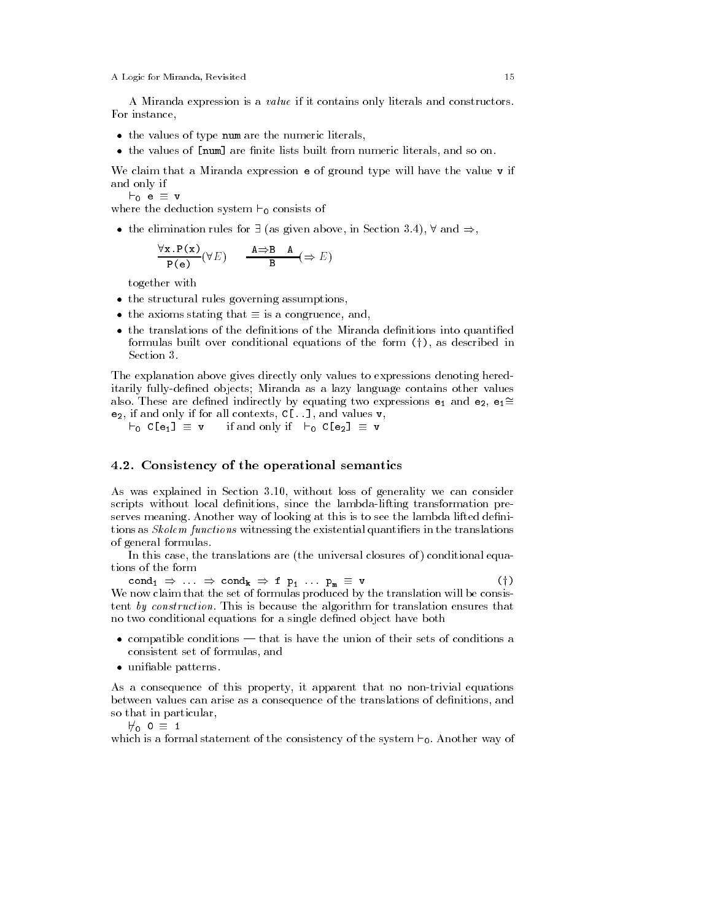A Miranda expression is a *value* if it contains only literals and constructors. For instance,

- the values of type `num` are the numeric literals,
- the values of `[num]` are finite lists built from numeric literals, and so on.

We claim that a Miranda expression `e` of ground type will have the value `v` if and only if

$\vdash_0$ `e` $\equiv$ `v`

where the deduction system $\vdash_0$ consists of

- the elimination rules for $\exists$ (as given above, in Section 3.4), $\forall$ and $\Rightarrow$,

$$\frac{\forall \texttt{x.P(x)}}{\texttt{P(e)}}(\forall E) \qquad \frac{\texttt{A} \Rightarrow \texttt{B} \quad \texttt{A}}{\texttt{B}}(\Rightarrow E)$$

  together with
- the structural rules governing assumptions,
- the axioms stating that $\equiv$ is a congruence, and,
- the translations of the definitions of the Miranda definitions into quantified formulas built over conditional equations of the form (†), as described in Section 3.

The explanation above gives directly only values to expressions denoting hereditarily fully-defined objects; Miranda as a lazy language contains other values also. These are defined indirectly by equating two expressions $\texttt{e}_1$ and $\texttt{e}_2$, $\texttt{e}_1 \cong \texttt{e}_2$, if and only if for all contexts, `C[..]`, and values `v`,

$\vdash_0 \texttt{C[e}_1\texttt{]} \equiv \texttt{v}$ if and only if $\vdash_0 \texttt{C[e}_2\texttt{]} \equiv \texttt{v}$

## 4.2. Consistency of the operational semantics

As was explained in Section 3.10, without loss of generality we can consider scripts without local definitions, since the lambda-lifting transformation preserves meaning. Another way of looking at this is to see the lambda lifted definitions as *Skolem functions* witnessing the existential quantifiers in the translations of general formulas.

In this case, the translations are (the universal closures of) conditional equations of the form

$$\texttt{cond}_1 \Rightarrow \ldots \Rightarrow \texttt{cond}_k \Rightarrow \texttt{f p}_1 \ldots \texttt{p}_m \equiv \texttt{v} \qquad (\dagger)$$

We now claim that the set of formulas produced by the translation will be consistent *by construction*. This is because the algorithm for translation ensures that no two conditional equations for a single defined object have both

- compatible conditions — that is have the union of their sets of conditions a consistent set of formulas, and
- unifiable patterns.

As a consequence of this property, it apparent that no non-trivial equations between values can arise as a consequence of the translations of definitions, and so that in particular,

$\not\vdash_0$ `0` $\equiv$ `1`

which is a formal statement of the consistency of the system $\vdash_0$. Another way of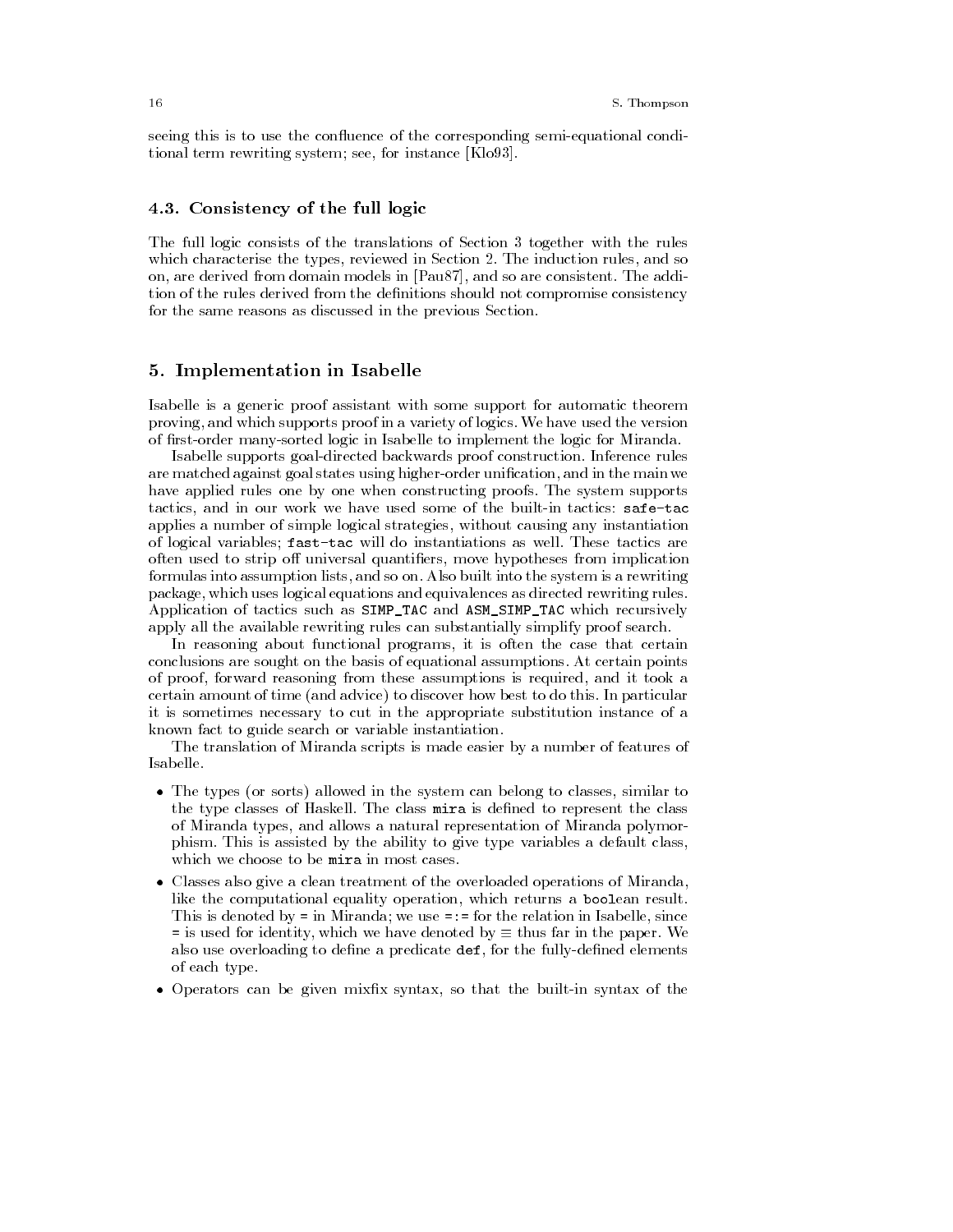seeing this is to use the confluence of the corresponding semi-equational conditional term rewriting system; see, for instance [Klo93].

### 4.3. Consistency of the full logic

The full logic consists of the translations of Section 3 together with the rules which characterise the types, reviewed in Section 2. The induction rules, and so on, are derived from domain models in [Pau87], and so are consistent. The addition of the rules derived from the definitions should not compromise consistency for the same reasons as discussed in the previous Section.

## 5. Implementation in Isabelle

Isabelle is a generic proof assistant with some support for automatic theorem proving, and which supports proof in a variety of logics. We have used the version of first-order many-sorted logic in Isabelle to implement the logic for Miranda.

Isabelle supports goal-directed backwards proof construction. Inference rules are matched against goal states using higher-order unification, and in the main we have applied rules one by one when constructing proofs. The system supports tactics, and in our work we have used some of the built-in tactics: `safe-tac` applies a number of simple logical strategies, without causing any instantiation of logical variables; `fast-tac` will do instantiations as well. These tactics are often used to strip off universal quantifiers, move hypotheses from implication formulas into assumption lists, and so on. Also built into the system is a rewriting package, which uses logical equations and equivalences as directed rewriting rules. Application of tactics such as `SIMP_TAC` and `ASM_SIMP_TAC` which recursively apply all the available rewriting rules can substantially simplify proof search.

In reasoning about functional programs, it is often the case that certain conclusions are sought on the basis of equational assumptions. At certain points of proof, forward reasoning from these assumptions is required, and it took a certain amount of time (and advice) to discover how best to do this. In particular it is sometimes necessary to cut in the appropriate substitution instance of a known fact to guide search or variable instantiation.

The translation of Miranda scripts is made easier by a number of features of Isabelle.

- The types (or sorts) allowed in the system can belong to classes, similar to the type classes of Haskell. The class `mira` is defined to represent the class of Miranda types, and allows a natural representation of Miranda polymorphism. This is assisted by the ability to give type variables a default class, which we choose to be `mira` in most cases.
- Classes also give a clean treatment of the overloaded operations of Miranda, like the computational equality operation, which returns a `boolean` result. This is denoted by `=` in Miranda; we use `=:=` for the relation in Isabelle, since `=` is used for identity, which we have denoted by $\equiv$ thus far in the paper. We also use overloading to define a predicate `def`, for the fully-defined elements of each type.
- Operators can be given mixfix syntax, so that the built-in syntax of the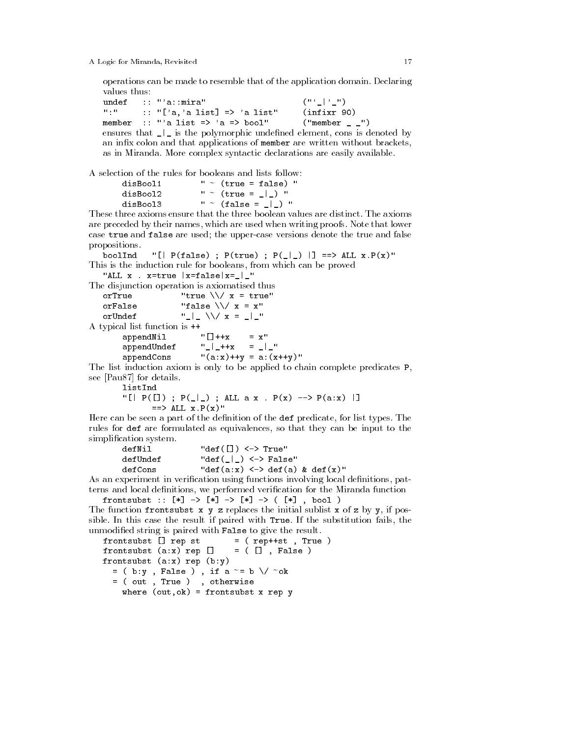operations can be made to resemble that of the application domain. Declaring values thus:

```
undef   :: "'a::mira"                    ("'_|'_")
":"     :: "['a,'a list] => 'a list"     (infixr 90)
member  :: "'a list => 'a => bool"       ("member _ _")
```

ensures that `_|_` is the polymorphic undefined element, cons is denoted by an infix colon and that applications of `member` are written without brackets, as in Miranda. More complex syntactic declarations are easily available.

A selection of the rules for booleans and lists follow:

```
disBool1        " ~ (true = false) "
disBool2        " ~ (true = _|_) "
disBool3        " ~ (false = _|_) "
```

These three axioms ensure that the three boolean values are distinct. The axioms are preceded by their names, which are used when writing proofs. Note that lower case `true` and `false` are used; the upper-case versions denote the true and false propositions.

```
boolInd   "[| P(false) ; P(true) ; P(_|_) |] ==> ALL x.P(x)"
```

This is the induction rule for booleans, from which can be proved

```
"ALL x . x=true |x=false|x=_|_"
```

The disjunction operation is axiomatised thus

```
orTrue          "true \\/ x = true"
orFalse         "false \\/ x = x"
orUndef         "_|_ \\/ x = _|_"
```

A typical list function is `++`

```
appendNil       "[]++x    = x"
appendUndef     "_|_++x   = _|_"
appendCons      "(a:x)++y = a:(x++y)"
```

The list induction axiom is only to be applied to chain complete predicates `P`, see [Pau87] for details.

```
listInd
"[| P([]) ; P(_|_) ; ALL a x . P(x) --> P(a:x) |]
     ==> ALL x.P(x)"
```

Here can be seen a part of the definition of the `def` predicate, for list types. The rules for `def` are formulated as equivalences, so that they can be input to the simplification system.

```
defNil          "def([]) <-> True"
defUndef        "def(_|_) <-> False"
defCons         "def(a:x) <-> def(a) & def(x)"
```

As an experiment in verification using functions involving local definitions, patterns and local definitions, we performed verification for the Miranda function

```
frontsubst :: [*] -> [*] -> [*] -> ( [*] , bool )
```

The function `frontsubst x y z` replaces the initial sublist `x` of `z` by `y`, if possible. In this case the result if paired with `True`. If the substitution fails, the unmodified string is paired with `False` to give the result.

```
frontsubst [] rep st      = ( rep++st , True )
frontsubst (a:x) rep []   = ( [] , False )
frontsubst (a:x) rep (b:y)
  = ( b:y , False ) , if a ~= b \/ ~ok
  = ( out , True )  , otherwise
    where (out,ok) = frontsubst x rep y
```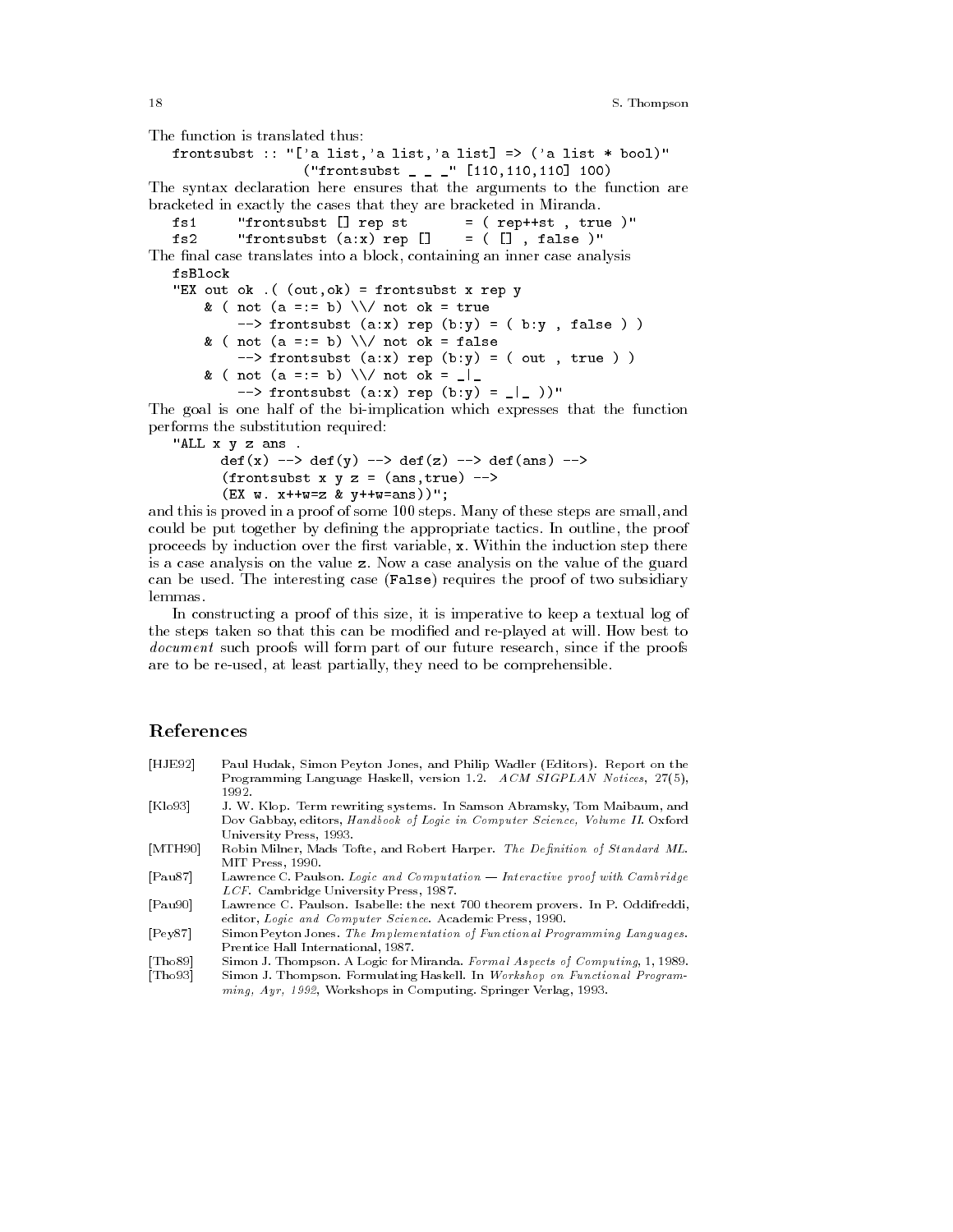The function is translated thus:

```
frontsubst :: "['a list,'a list,'a list] => ('a list * bool)"
                ("frontsubst _ _ _" [110,110,110] 100)
```

The syntax declaration here ensures that the arguments to the function are bracketed in exactly the cases that they are bracketed in Miranda.

```
fs1     "frontsubst [] rep st       = ( rep++st , true )"
fs2     "frontsubst (a:x) rep []    = ( [] , false )"
```

The final case translates into a block, containing an inner case analysis

```
fsBlock
"EX out ok .( (out,ok) = frontsubst x rep y
    & ( not (a =:= b) \\/ not ok = true
        --> frontsubst (a:x) rep (b:y) = ( b:y , false ) )
    & ( not (a =:= b) \\/ not ok = false
        --> frontsubst (a:x) rep (b:y) = ( out , true ) )
    & ( not (a =:= b) \\/ not ok = _|_
        --> frontsubst (a:x) rep (b:y) = _|_ ))"
```

The goal is one half of the bi-implication which expresses that the function performs the substitution required:

```
"ALL x y z ans .
      def(x) --> def(y) --> def(z) --> def(ans) -->
      (frontsubst x y z = (ans,true) -->
      (EX w. x++w=z & y++w=ans))";
```

and this is proved in a proof of some 100 steps. Many of these steps are small, and could be put together by defining the appropriate tactics. In outline, the proof proceeds by induction over the first variable, `x`. Within the induction step there is a case analysis on the value `z`. Now a case analysis on the value of the guard can be used. The interesting case (`False`) requires the proof of two subsidiary lemmas.

In constructing a proof of this size, it is imperative to keep a textual log of the steps taken so that this can be modified and re-played at will. How best to *document* such proofs will form part of our future research, since if the proofs are to be re-used, at least partially, they need to be comprehensible.

## References

[HJE92] Paul Hudak, Simon Peyton Jones, and Philip Wadler (Editors). Report on the Programming Language Haskell, version 1.2. *ACM SIGPLAN Notices*, 27(5), 1992.

[Klo93] J. W. Klop. Term rewriting systems. In Samson Abramsky, Tom Maibaum, and Dov Gabbay, editors, *Handbook of Logic in Computer Science, Volume II*. Oxford University Press, 1993.

[MTH90] Robin Milner, Mads Tofte, and Robert Harper. *The Definition of Standard ML*. MIT Press, 1990.

[Pau87] Lawrence C. Paulson. *Logic and Computation — Interactive proof with Cambridge LCF*. Cambridge University Press, 1987.

[Pau90] Lawrence C. Paulson. Isabelle: the next 700 theorem provers. In P. Oddifreddi, editor, *Logic and Computer Science*. Academic Press, 1990.

[Pey87] Simon Peyton Jones. *The Implementation of Functional Programming Languages*. Prentice Hall International, 1987.

[Tho89] Simon J. Thompson. A Logic for Miranda. *Formal Aspects of Computing*, 1, 1989.

[Tho93] Simon J. Thompson. Formulating Haskell. In *Workshop on Functional Programming, Ayr, 1992*, Workshops in Computing. Springer Verlag, 1993.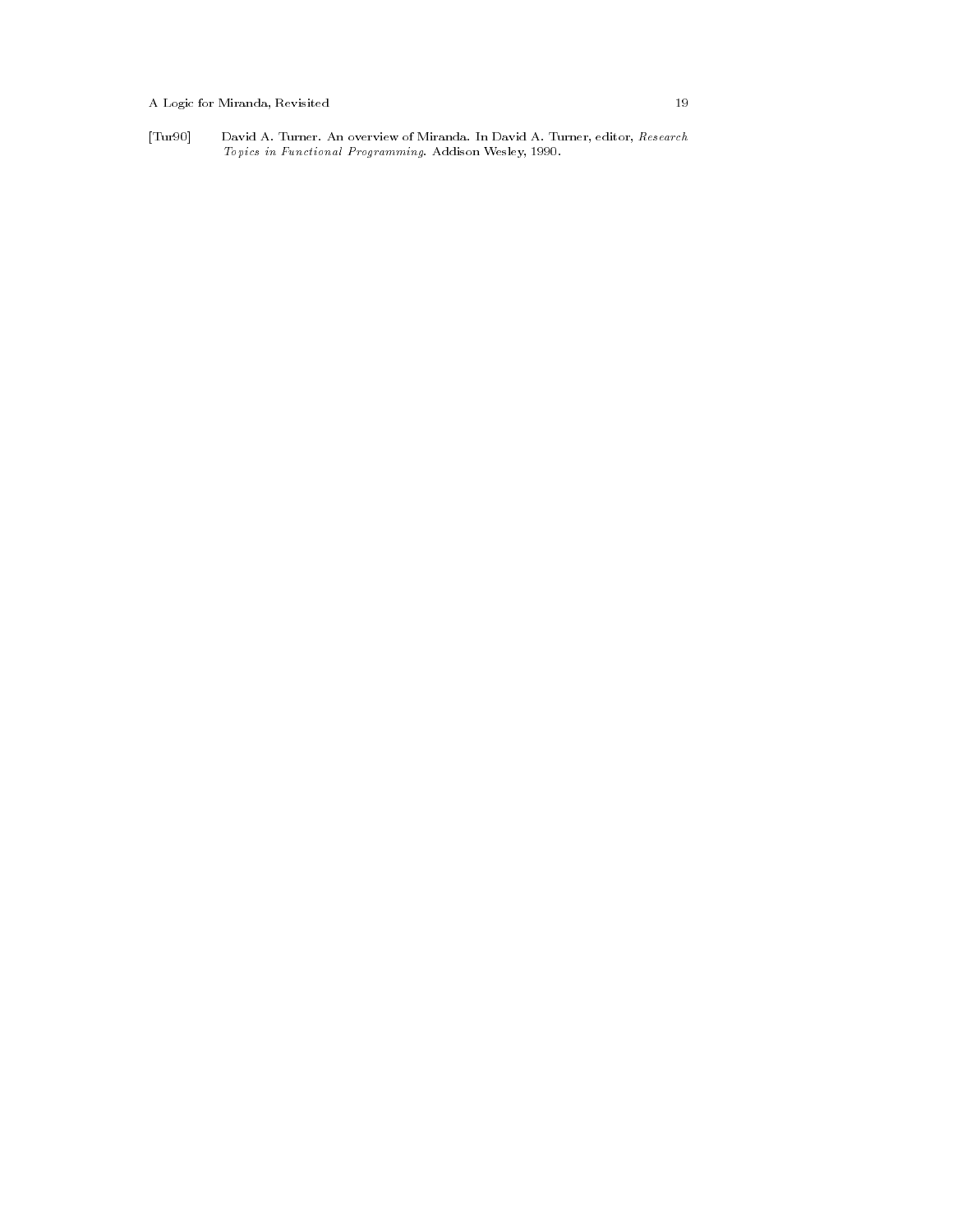[Tur90] David A. Turner. An overview of Miranda. In David A. Turner, editor, *Research Topics in Functional Programming*. Addison Wesley, 1990.